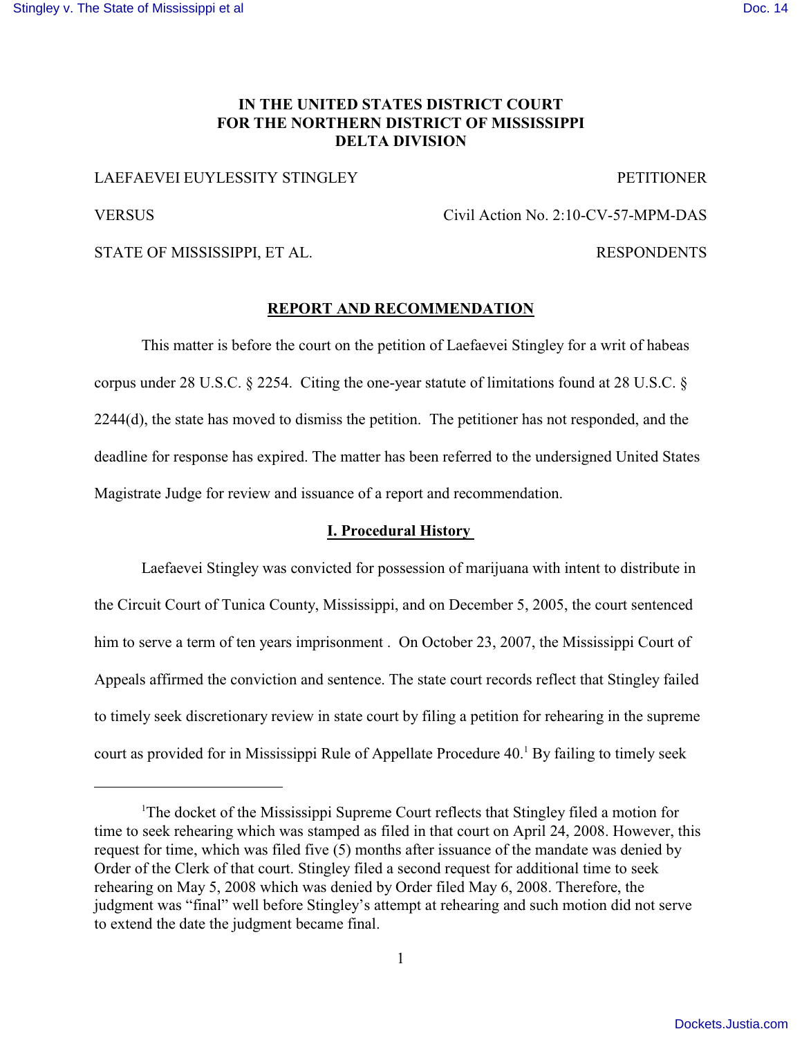**IN THE UNITED STATES DISTRICT COURT**
**FOR THE NORTHERN DISTRICT OF MISSISSIPPI**
**DELTA DIVISION**

LAEFAEVEI EUYLESSITY STINGLEY — PETITIONER

VERSUS — Civil Action No. 2:10-CV-57-MPM-DAS

STATE OF MISSISSIPPI, ET AL. — RESPONDENTS

## REPORT AND RECOMMENDATION

This matter is before the court on the petition of Laefaevei Stingley for a writ of habeas corpus under 28 U.S.C. § 2254. Citing the one-year statute of limitations found at 28 U.S.C. § 2244(d), the state has moved to dismiss the petition. The petitioner has not responded, and the deadline for response has expired. The matter has been referred to the undersigned United States Magistrate Judge for review and issuance of a report and recommendation.

### I. Procedural History

Laefaevei Stingley was convicted for possession of marijuana with intent to distribute in the Circuit Court of Tunica County, Mississippi, and on December 5, 2005, the court sentenced him to serve a term of ten years imprisonment . On October 23, 2007, the Mississippi Court of Appeals affirmed the conviction and sentence. The state court records reflect that Stingley failed to timely seek discretionary review in state court by filing a petition for rehearing in the supreme court as provided for in Mississippi Rule of Appellate Procedure 40.[1] By failing to timely seek

[1] The docket of the Mississippi Supreme Court reflects that Stingley filed a motion for time to seek rehearing which was stamped as filed in that court on April 24, 2008. However, this request for time, which was filed five (5) months after issuance of the mandate was denied by Order of the Clerk of that court. Stingley filed a second request for additional time to seek rehearing on May 5, 2008 which was denied by Order filed May 6, 2008. Therefore, the judgment was "final" well before Stingley's attempt at rehearing and such motion did not serve to extend the date the judgment became final.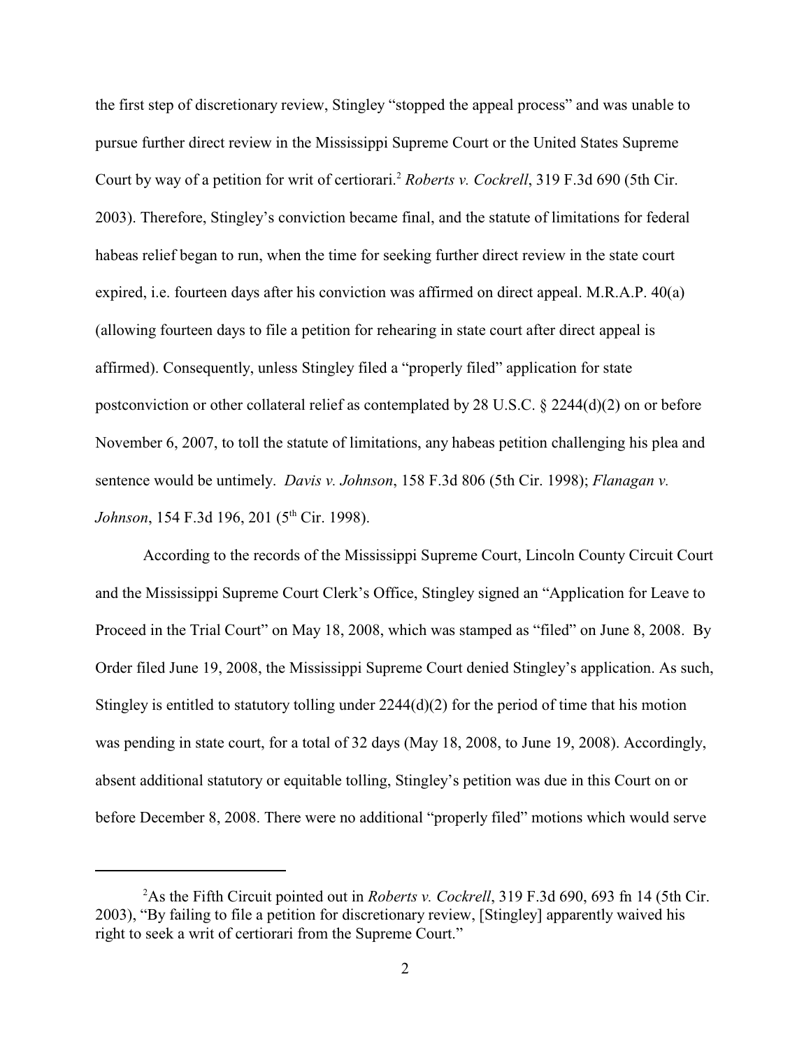the first step of discretionary review, Stingley "stopped the appeal process" and was unable to pursue further direct review in the Mississippi Supreme Court or the United States Supreme Court by way of a petition for writ of certiorari.[2] *Roberts v. Cockrell*, 319 F.3d 690 (5th Cir. 2003). Therefore, Stingley's conviction became final, and the statute of limitations for federal habeas relief began to run, when the time for seeking further direct review in the state court expired, i.e. fourteen days after his conviction was affirmed on direct appeal. M.R.A.P. 40(a) (allowing fourteen days to file a petition for rehearing in state court after direct appeal is affirmed). Consequently, unless Stingley filed a "properly filed" application for state postconviction or other collateral relief as contemplated by 28 U.S.C. § 2244(d)(2) on or before November 6, 2007, to toll the statute of limitations, any habeas petition challenging his plea and sentence would be untimely. *Davis v. Johnson*, 158 F.3d 806 (5th Cir. 1998); *Flanagan v. Johnson*, 154 F.3d 196, 201 (5th Cir. 1998).

According to the records of the Mississippi Supreme Court, Lincoln County Circuit Court and the Mississippi Supreme Court Clerk's Office, Stingley signed an "Application for Leave to Proceed in the Trial Court" on May 18, 2008, which was stamped as "filed" on June 8, 2008. By Order filed June 19, 2008, the Mississippi Supreme Court denied Stingley's application. As such, Stingley is entitled to statutory tolling under 2244(d)(2) for the period of time that his motion was pending in state court, for a total of 32 days (May 18, 2008, to June 19, 2008). Accordingly, absent additional statutory or equitable tolling, Stingley's petition was due in this Court on or before December 8, 2008. There were no additional "properly filed" motions which would serve

---

[2] As the Fifth Circuit pointed out in *Roberts v. Cockrell*, 319 F.3d 690, 693 fn 14 (5th Cir. 2003), "By failing to file a petition for discretionary review, [Stingley] apparently waived his right to seek a writ of certiorari from the Supreme Court."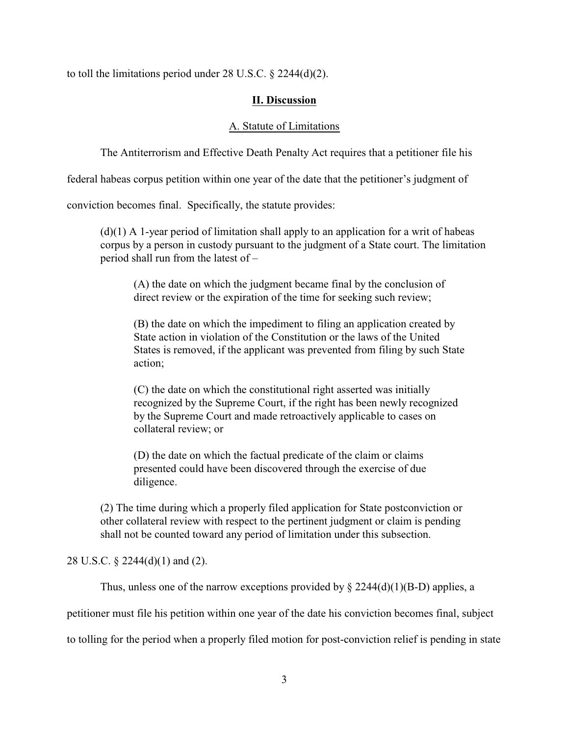to toll the limitations period under 28 U.S.C. § 2244(d)(2).

## II. Discussion

### A. Statute of Limitations

The Antiterrorism and Effective Death Penalty Act requires that a petitioner file his federal habeas corpus petition within one year of the date that the petitioner's judgment of conviction becomes final. Specifically, the statute provides:

> (d)(1) A 1-year period of limitation shall apply to an application for a writ of habeas corpus by a person in custody pursuant to the judgment of a State court. The limitation period shall run from the latest of –
>
> > (A) the date on which the judgment became final by the conclusion of direct review or the expiration of the time for seeking such review;
> >
> > (B) the date on which the impediment to filing an application created by State action in violation of the Constitution or the laws of the United States is removed, if the applicant was prevented from filing by such State action;
> >
> > (C) the date on which the constitutional right asserted was initially recognized by the Supreme Court, if the right has been newly recognized by the Supreme Court and made retroactively applicable to cases on collateral review; or
> >
> > (D) the date on which the factual predicate of the claim or claims presented could have been discovered through the exercise of due diligence.
>
> (2) The time during which a properly filed application for State postconviction or other collateral review with respect to the pertinent judgment or claim is pending shall not be counted toward any period of limitation under this subsection.

28 U.S.C. § 2244(d)(1) and (2).

Thus, unless one of the narrow exceptions provided by § 2244(d)(1)(B-D) applies, a petitioner must file his petition within one year of the date his conviction becomes final, subject to tolling for the period when a properly filed motion for post-conviction relief is pending in state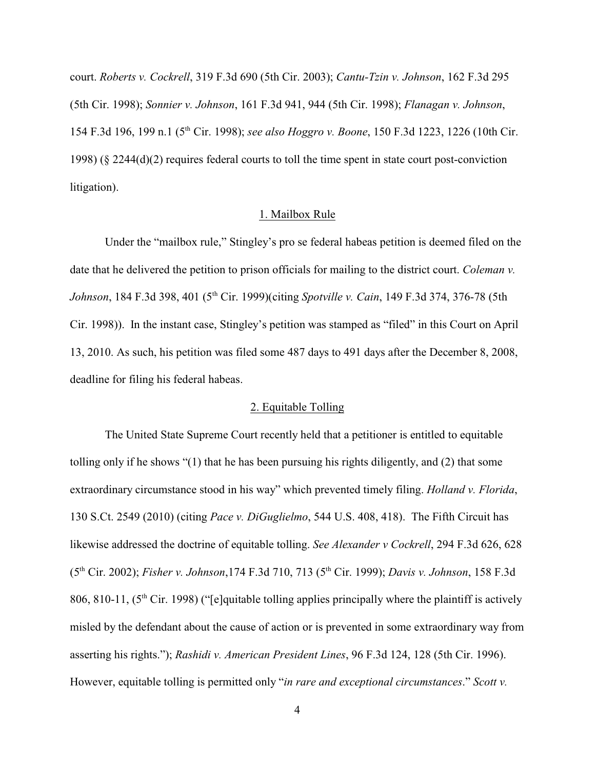court. *Roberts v. Cockrell*, 319 F.3d 690 (5th Cir. 2003); *Cantu-Tzin v. Johnson*, 162 F.3d 295 (5th Cir. 1998); *Sonnier v. Johnson*, 161 F.3d 941, 944 (5th Cir. 1998); *Flanagan v. Johnson*, 154 F.3d 196, 199 n.1 (5th Cir. 1998); *see also Hoggro v. Boone*, 150 F.3d 1223, 1226 (10th Cir. 1998) (§ 2244(d)(2) requires federal courts to toll the time spent in state court post-conviction litigation).

1. Mailbox Rule

Under the "mailbox rule," Stingley's pro se federal habeas petition is deemed filed on the date that he delivered the petition to prison officials for mailing to the district court. *Coleman v. Johnson*, 184 F.3d 398, 401 (5th Cir. 1999)(citing *Spotville v. Cain*, 149 F.3d 374, 376-78 (5th Cir. 1998)). In the instant case, Stingley's petition was stamped as "filed" in this Court on April 13, 2010. As such, his petition was filed some 487 days to 491 days after the December 8, 2008, deadline for filing his federal habeas.

2. Equitable Tolling

The United State Supreme Court recently held that a petitioner is entitled to equitable tolling only if he shows "(1) that he has been pursuing his rights diligently, and (2) that some extraordinary circumstance stood in his way" which prevented timely filing. *Holland v. Florida*, 130 S.Ct. 2549 (2010) (citing *Pace v. DiGuglielmo*, 544 U.S. 408, 418). The Fifth Circuit has likewise addressed the doctrine of equitable tolling. *See Alexander v Cockrell*, 294 F.3d 626, 628 (5th Cir. 2002); *Fisher v. Johnson*,174 F.3d 710, 713 (5th Cir. 1999); *Davis v. Johnson*, 158 F.3d 806, 810-11, (5th Cir. 1998) ("[e]quitable tolling applies principally where the plaintiff is actively misled by the defendant about the cause of action or is prevented in some extraordinary way from asserting his rights."); *Rashidi v. American President Lines*, 96 F.3d 124, 128 (5th Cir. 1996). However, equitable tolling is permitted only "*in rare and exceptional circumstances*." *Scott v.*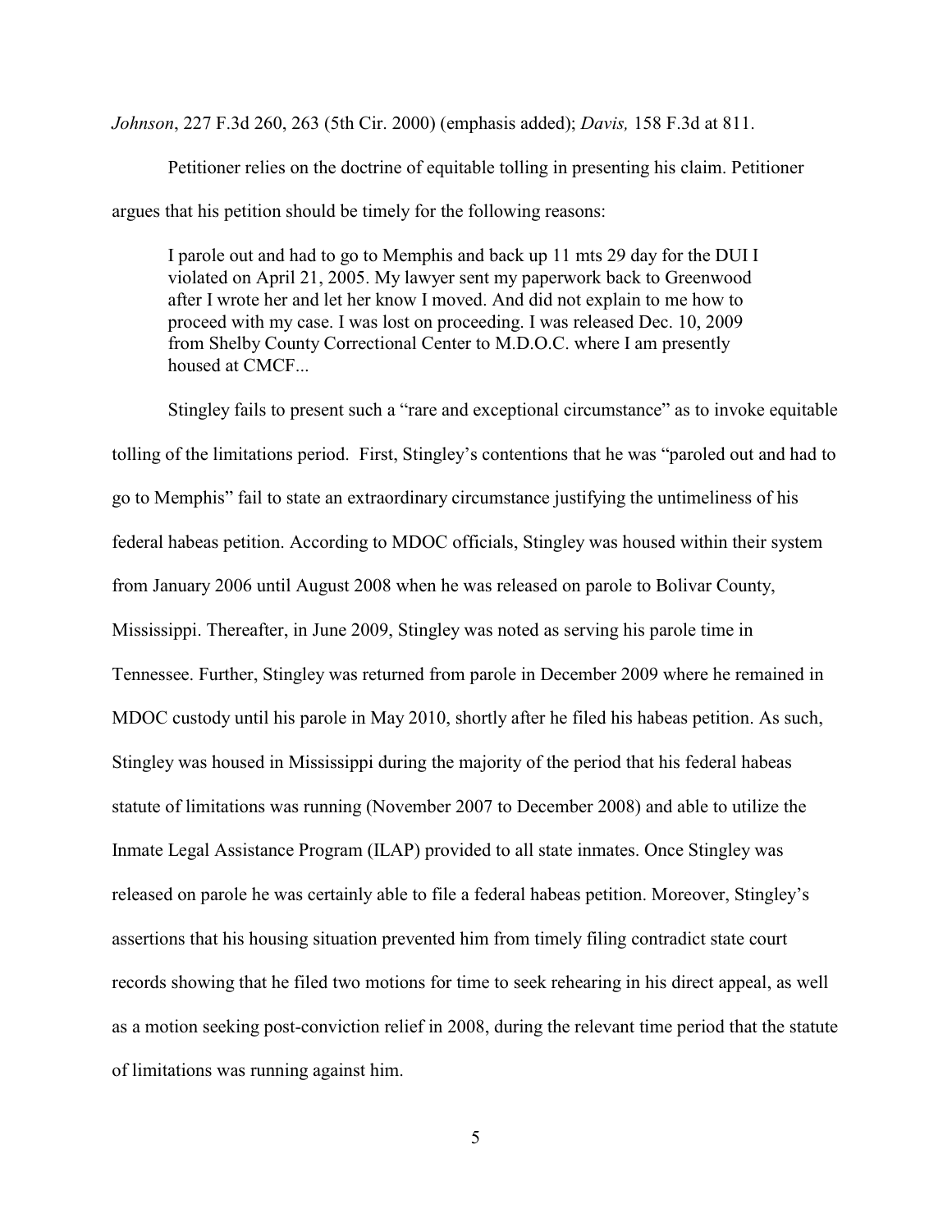*Johnson*, 227 F.3d 260, 263 (5th Cir. 2000) (emphasis added); *Davis,* 158 F.3d at 811.

Petitioner relies on the doctrine of equitable tolling in presenting his claim. Petitioner argues that his petition should be timely for the following reasons:

> I parole out and had to go to Memphis and back up 11 mts 29 day for the DUI I violated on April 21, 2005. My lawyer sent my paperwork back to Greenwood after I wrote her and let her know I moved. And did not explain to me how to proceed with my case. I was lost on proceeding. I was released Dec. 10, 2009 from Shelby County Correctional Center to M.D.O.C. where I am presently housed at CMCF...

Stingley fails to present such a "rare and exceptional circumstance" as to invoke equitable tolling of the limitations period. First, Stingley's contentions that he was "paroled out and had to go to Memphis" fail to state an extraordinary circumstance justifying the untimeliness of his federal habeas petition. According to MDOC officials, Stingley was housed within their system from January 2006 until August 2008 when he was released on parole to Bolivar County, Mississippi. Thereafter, in June 2009, Stingley was noted as serving his parole time in Tennessee. Further, Stingley was returned from parole in December 2009 where he remained in MDOC custody until his parole in May 2010, shortly after he filed his habeas petition. As such, Stingley was housed in Mississippi during the majority of the period that his federal habeas statute of limitations was running (November 2007 to December 2008) and able to utilize the Inmate Legal Assistance Program (ILAP) provided to all state inmates. Once Stingley was released on parole he was certainly able to file a federal habeas petition. Moreover, Stingley's assertions that his housing situation prevented him from timely filing contradict state court records showing that he filed two motions for time to seek rehearing in his direct appeal, as well as a motion seeking post-conviction relief in 2008, during the relevant time period that the statute of limitations was running against him.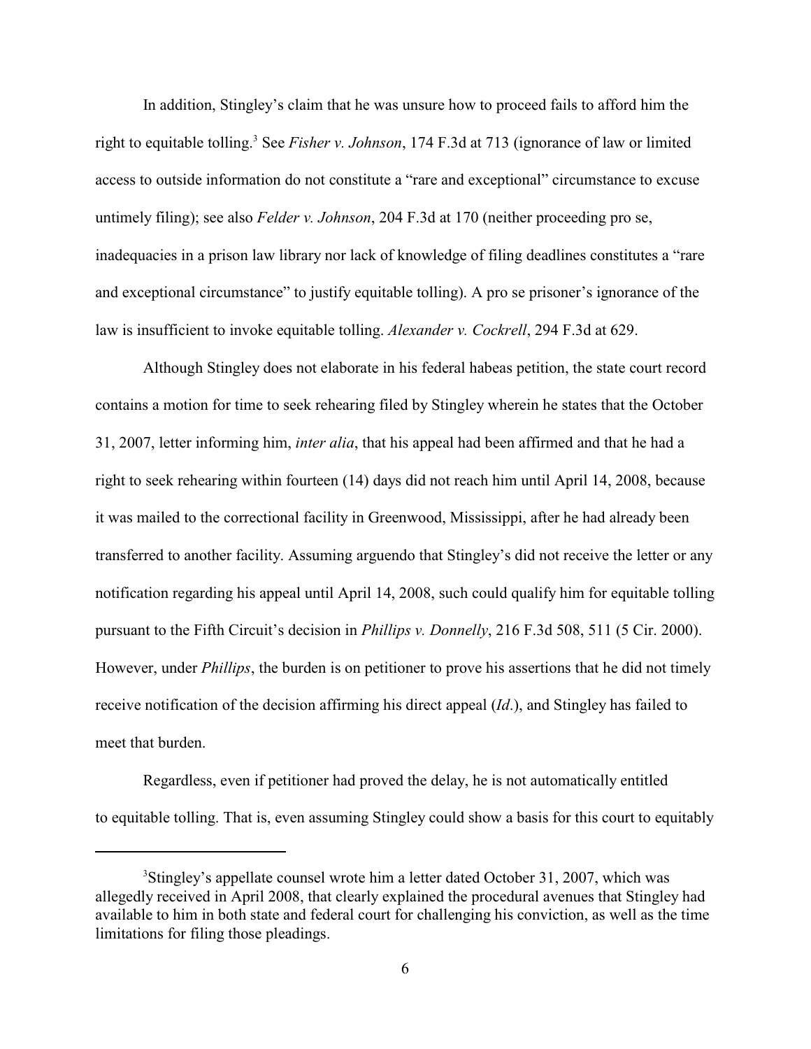In addition, Stingley's claim that he was unsure how to proceed fails to afford him the right to equitable tolling.[3] See *Fisher v. Johnson*, 174 F.3d at 713 (ignorance of law or limited access to outside information do not constitute a "rare and exceptional" circumstance to excuse untimely filing); see also *Felder v. Johnson*, 204 F.3d at 170 (neither proceeding pro se, inadequacies in a prison law library nor lack of knowledge of filing deadlines constitutes a "rare and exceptional circumstance" to justify equitable tolling). A pro se prisoner's ignorance of the law is insufficient to invoke equitable tolling. *Alexander v. Cockrell*, 294 F.3d at 629.

Although Stingley does not elaborate in his federal habeas petition, the state court record contains a motion for time to seek rehearing filed by Stingley wherein he states that the October 31, 2007, letter informing him, *inter alia*, that his appeal had been affirmed and that he had a right to seek rehearing within fourteen (14) days did not reach him until April 14, 2008, because it was mailed to the correctional facility in Greenwood, Mississippi, after he had already been transferred to another facility. Assuming arguendo that Stingley's did not receive the letter or any notification regarding his appeal until April 14, 2008, such could qualify him for equitable tolling pursuant to the Fifth Circuit's decision in *Phillips v. Donnelly*, 216 F.3d 508, 511 (5 Cir. 2000). However, under *Phillips*, the burden is on petitioner to prove his assertions that he did not timely receive notification of the decision affirming his direct appeal (*Id*.), and Stingley has failed to meet that burden.

Regardless, even if petitioner had proved the delay, he is not automatically entitled to equitable tolling. That is, even assuming Stingley could show a basis for this court to equitably

---

[3] Stingley's appellate counsel wrote him a letter dated October 31, 2007, which was allegedly received in April 2008, that clearly explained the procedural avenues that Stingley had available to him in both state and federal court for challenging his conviction, as well as the time limitations for filing those pleadings.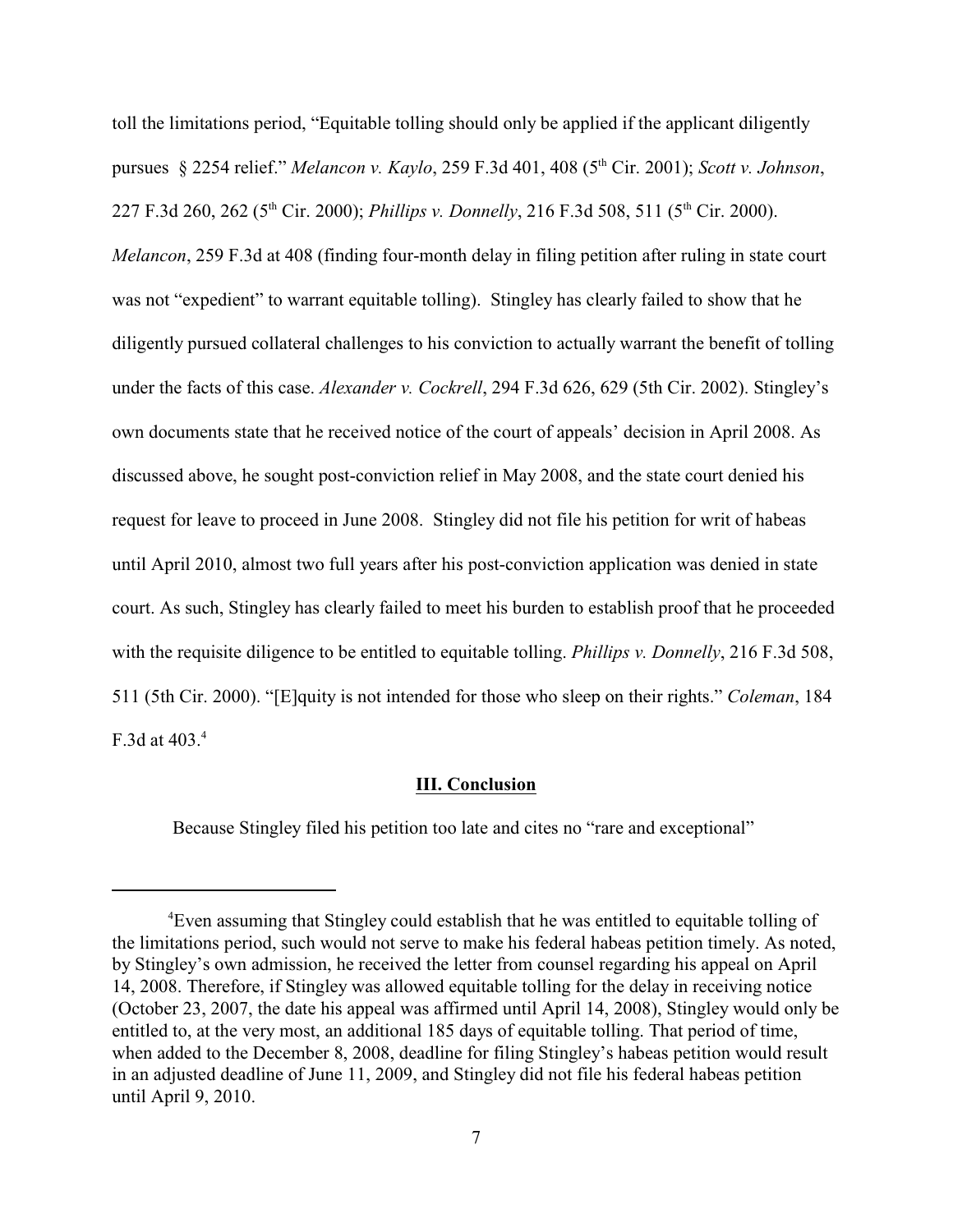toll the limitations period, "Equitable tolling should only be applied if the applicant diligently pursues § 2254 relief." *Melancon v. Kaylo*, 259 F.3d 401, 408 (5th Cir. 2001); *Scott v. Johnson*, 227 F.3d 260, 262 (5th Cir. 2000); *Phillips v. Donnelly*, 216 F.3d 508, 511 (5th Cir. 2000). *Melancon*, 259 F.3d at 408 (finding four-month delay in filing petition after ruling in state court was not "expedient" to warrant equitable tolling). Stingley has clearly failed to show that he diligently pursued collateral challenges to his conviction to actually warrant the benefit of tolling under the facts of this case. *Alexander v. Cockrell*, 294 F.3d 626, 629 (5th Cir. 2002). Stingley's own documents state that he received notice of the court of appeals' decision in April 2008. As discussed above, he sought post-conviction relief in May 2008, and the state court denied his request for leave to proceed in June 2008. Stingley did not file his petition for writ of habeas until April 2010, almost two full years after his post-conviction application was denied in state court. As such, Stingley has clearly failed to meet his burden to establish proof that he proceeded with the requisite diligence to be entitled to equitable tolling. *Phillips v. Donnelly*, 216 F.3d 508, 511 (5th Cir. 2000). "[E]quity is not intended for those who sleep on their rights." *Coleman*, 184 F.3d at 403.[4]

## III. Conclusion

Because Stingley filed his petition too late and cites no "rare and exceptional"

---

[4]Even assuming that Stingley could establish that he was entitled to equitable tolling of the limitations period, such would not serve to make his federal habeas petition timely. As noted, by Stingley's own admission, he received the letter from counsel regarding his appeal on April 14, 2008. Therefore, if Stingley was allowed equitable tolling for the delay in receiving notice (October 23, 2007, the date his appeal was affirmed until April 14, 2008), Stingley would only be entitled to, at the very most, an additional 185 days of equitable tolling. That period of time, when added to the December 8, 2008, deadline for filing Stingley's habeas petition would result in an adjusted deadline of June 11, 2009, and Stingley did not file his federal habeas petition until April 9, 2010.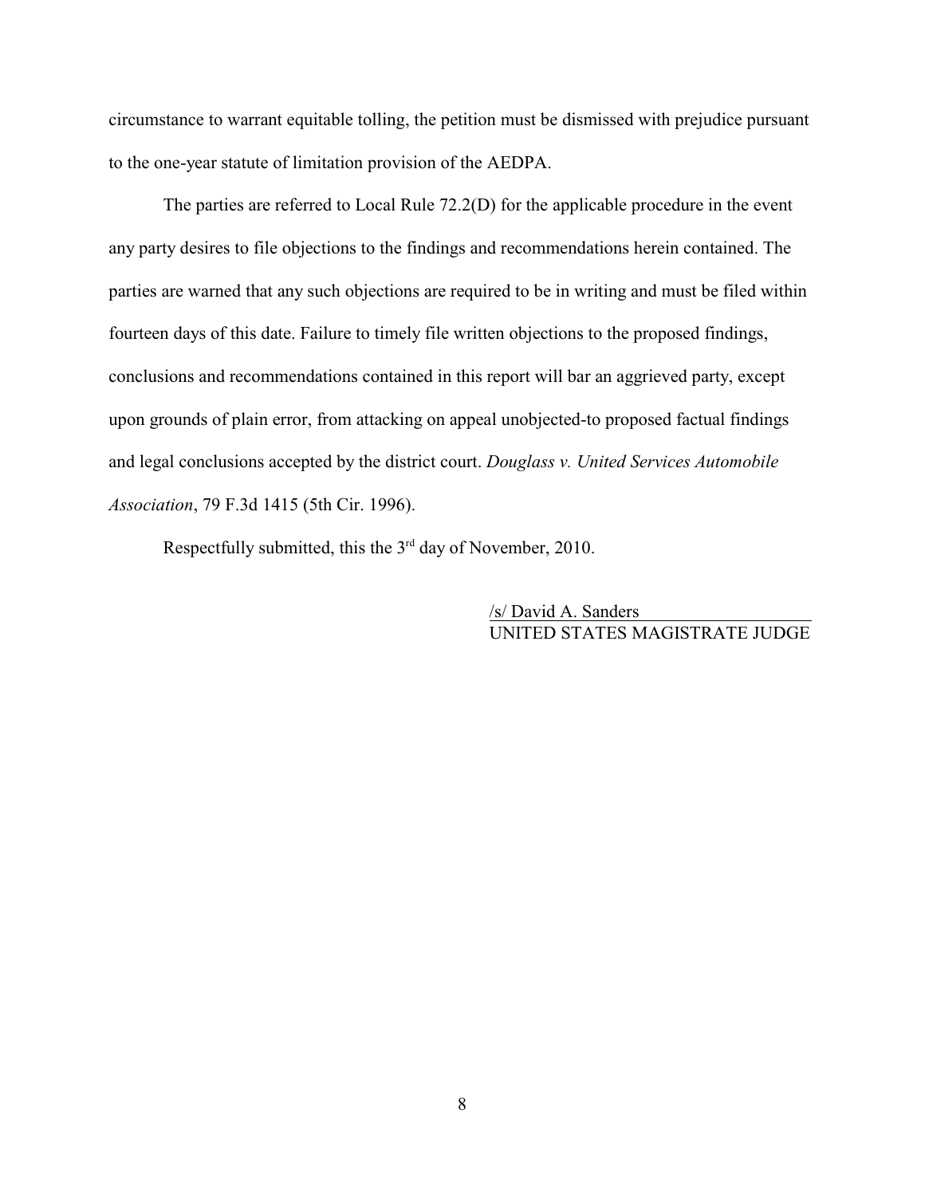circumstance to warrant equitable tolling, the petition must be dismissed with prejudice pursuant to the one-year statute of limitation provision of the AEDPA.

The parties are referred to Local Rule 72.2(D) for the applicable procedure in the event any party desires to file objections to the findings and recommendations herein contained. The parties are warned that any such objections are required to be in writing and must be filed within fourteen days of this date. Failure to timely file written objections to the proposed findings, conclusions and recommendations contained in this report will bar an aggrieved party, except upon grounds of plain error, from attacking on appeal unobjected-to proposed factual findings and legal conclusions accepted by the district court. *Douglass v. United Services Automobile Association*, 79 F.3d 1415 (5th Cir. 1996).

Respectfully submitted, this the 3rd day of November, 2010.

/s/ David A. Sanders
UNITED STATES MAGISTRATE JUDGE